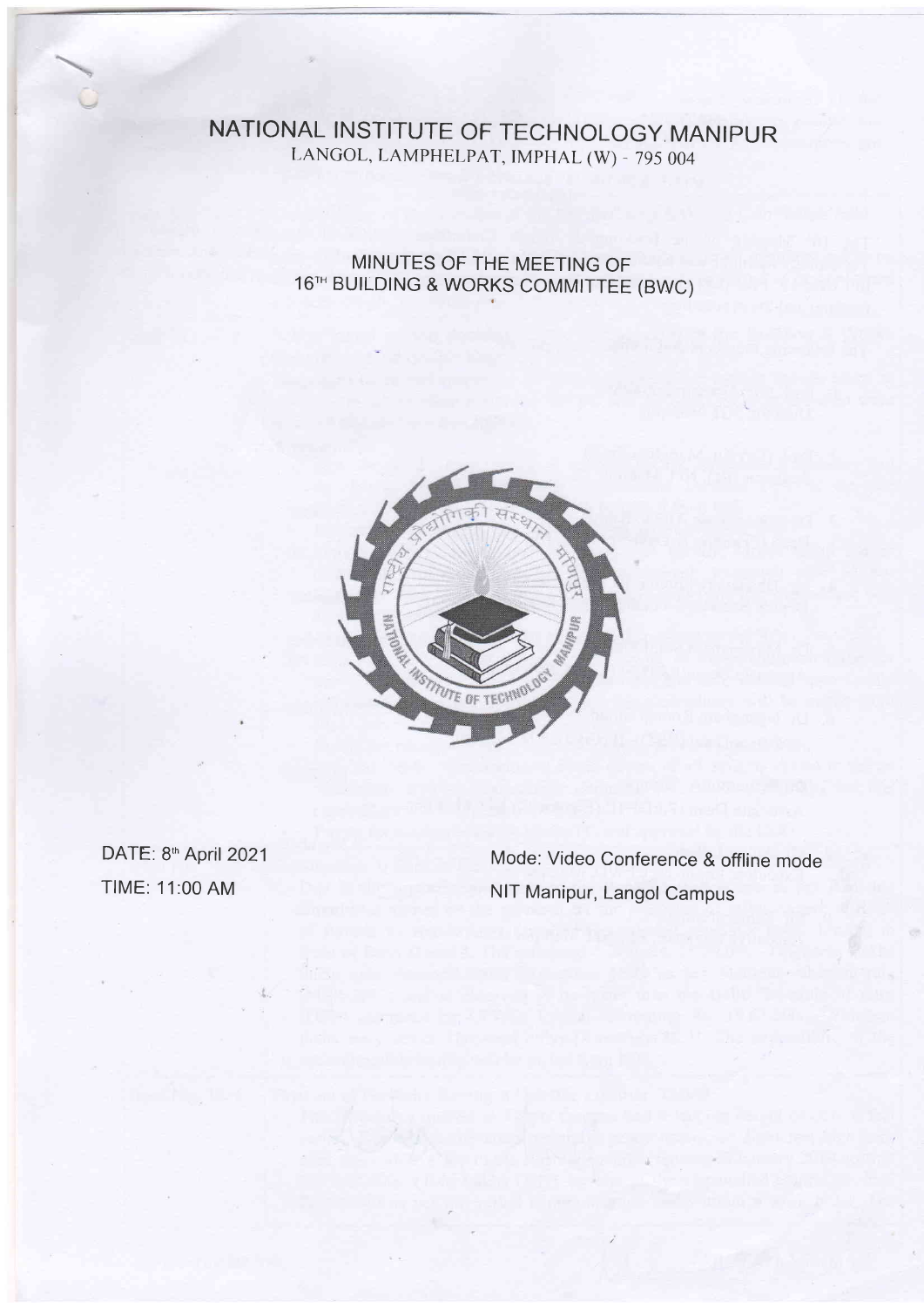# NATIONAL INSTITUTE OF TECHNOLOGY MANIPUR

LANGOL, LAMPHELPAT, IMPHAL (W) - 795 004

## MINUTES OF THE MEETING OF 16TH BUILDING & WORKS COMMITTEE (BWC)

DATE: 8th April 2021

TIME: 11:00 AM

Mode: Video Conference & offline mode

NIT Manipur, Langol Campus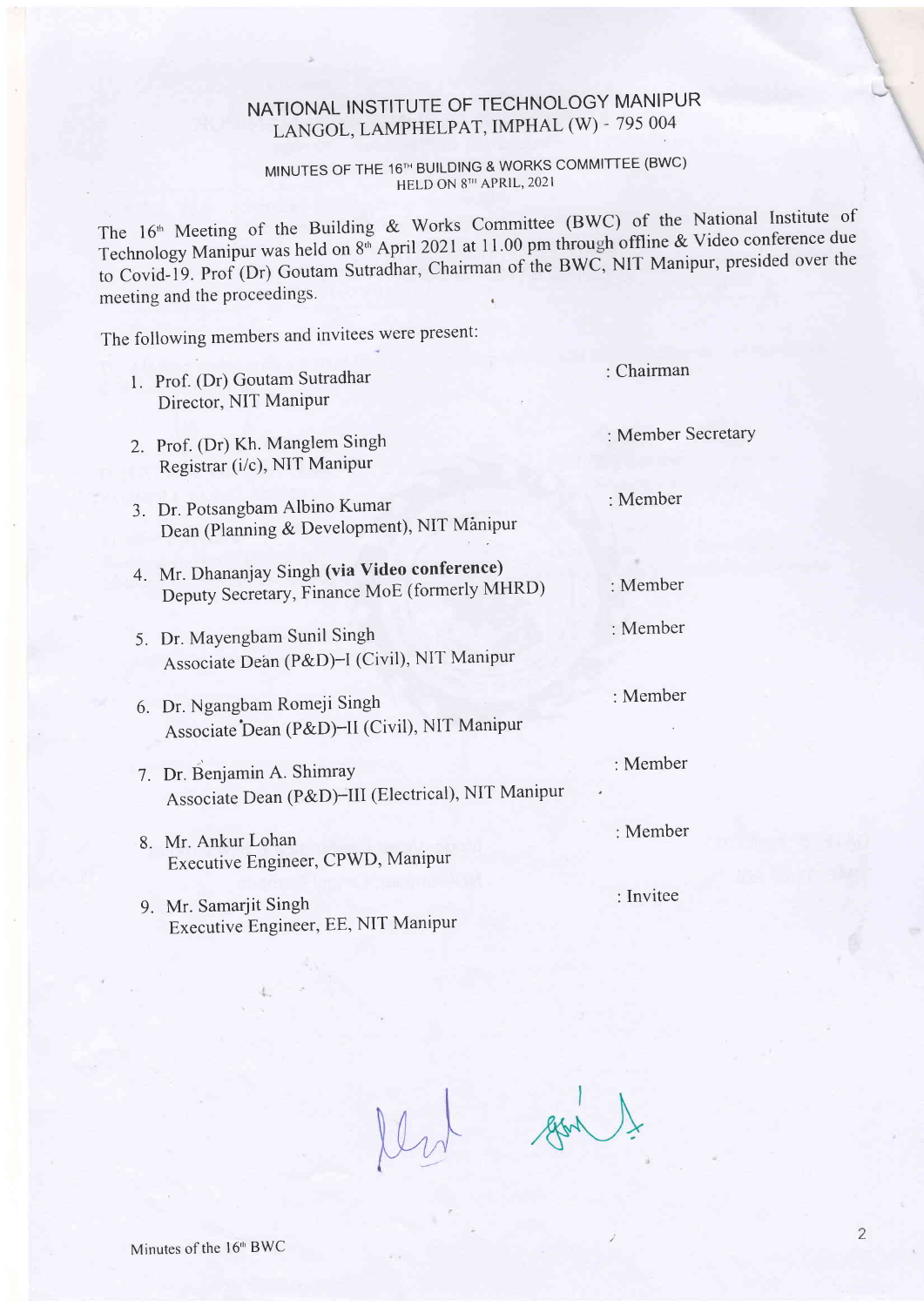# NATIONAL INSTITUTE OF TECHNOLOGY MANIPUR

## LANGOL, LAMPHELPAT, IMPHAL (W) - 795 004

### MINUTES OF THE 16TH BUILDING & WORKS COMMITTEE (BWC) HELD ON 8TH APRIL, 2021

The 16th Meeting of the Building & Works Committee (BWC) of the National Institute of Technology Manipur was held on 8th April 2021 at 11.00 pm through offline & Video conference due to Covid-19. Prof (Dr) Goutam Sutradhar, Chairman of the BWC, NIT Manipur, presided over the meeting and the proceedings.

The following members and invitees were present:

1. Prof. (Dr) Goutam Sutradhar : Chairman
   Director, NIT Manipur
2. Prof. (Dr) Kh. Manglem Singh : Member Secretary
   Registrar (i/c), NIT Manipur
3. Dr. Potsangbam Albino Kumar : Member
   Dean (Planning & Development), NIT Manipur
4. Mr. Dhananjay Singh **(via Video conference)** : Member
   Deputy Secretary, Finance MoE (formerly MHRD)
5. Dr. Mayengbam Sunil Singh : Member
   Associate Dean (P&D)–I (Civil), NIT Manipur
6. Dr. Ngangbam Romeji Singh : Member
   Associate Dean (P&D)–II (Civil), NIT Manipur
7. Dr. Benjamin A. Shimray : Member
   Associate Dean (P&D)–III (Electrical), NIT Manipur
8. Mr. Ankur Lohan : Member
   Executive Engineer, CPWD, Manipur
9. Mr. Samarjit Singh : Invitee
   Executive Engineer, EE, NIT Manipur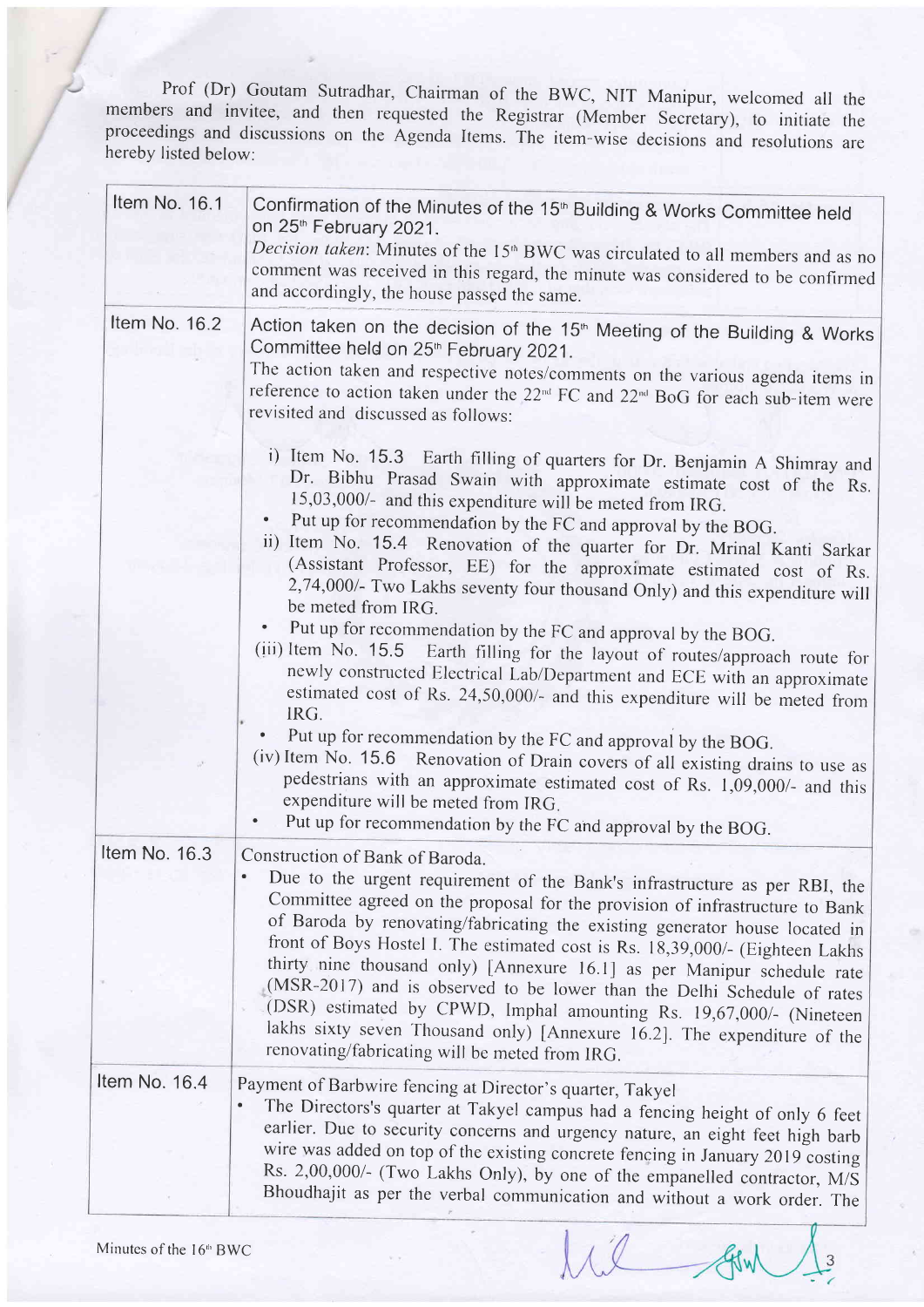Prof (Dr) Goutam Sutradhar, Chairman of the BWC, NIT Manipur, welcomed all the members and invitee, and then requested the Registrar (Member Secretary), to initiate the proceedings and discussions on the Agenda Items. The item-wise decisions and resolutions are hereby listed below:

| | |
|---|---|
| Item No. 16.1 | Confirmation of the Minutes of the 15th Building & Works Committee held on 25th February 2021.<br>*Decision taken*: Minutes of the 15th BWC was circulated to all members and as no comment was received in this regard, the minute was considered to be confirmed and accordingly, the house passed the same. |
| Item No. 16.2 | Action taken on the decision of the 15th Meeting of the Building & Works Committee held on 25th February 2021.<br>The action taken and respective notes/comments on the various agenda items in reference to action taken under the 22nd FC and 22nd BoG for each sub-item were revisited and discussed as follows:<br>i) Item No. 15.3 Earth filling of quarters for Dr. Benjamin A Shimray and Dr. Bibhu Prasad Swain with approximate estimate cost of the Rs. 15,03,000/- and this expenditure will be meted from IRG.<br>• Put up for recommendation by the FC and approval by the BOG.<br>ii) Item No. 15.4 Renovation of the quarter for Dr. Mrinal Kanti Sarkar (Assistant Professor, EE) for the approximate estimated cost of Rs. 2,74,000/- Two Lakhs seventy four thousand Only) and this expenditure will be meted from IRG.<br>• Put up for recommendation by the FC and approval by the BOG.<br>(iii) Item No. 15.5 Earth filling for the layout of routes/approach route for newly constructed Electrical Lab/Department and ECE with an approximate estimated cost of Rs. 24,50,000/- and this expenditure will be meted from IRG.<br>• Put up for recommendation by the FC and approval by the BOG.<br>(iv) Item No. 15.6 Renovation of Drain covers of all existing drains to use as pedestrians with an approximate estimated cost of Rs. 1,09,000/- and this expenditure will be meted from IRG.<br>• Put up for recommendation by the FC and approval by the BOG. |
| Item No. 16.3 | Construction of Bank of Baroda.<br>• Due to the urgent requirement of the Bank's infrastructure as per RBI, the Committee agreed on the proposal for the provision of infrastructure to Bank of Baroda by renovating/fabricating the existing generator house located in front of Boys Hostel I. The estimated cost is Rs. 18,39,000/- (Eighteen Lakhs thirty nine thousand only) [Annexure 16.1] as per Manipur schedule rate (MSR-2017) and is observed to be lower than the Delhi Schedule of rates (DSR) estimated by CPWD, Imphal amounting Rs. 19,67,000/- (Nineteen lakhs sixty seven Thousand only) [Annexure 16.2]. The expenditure of the renovating/fabricating will be meted from IRG. |
| Item No. 16.4 | Payment of Barbwire fencing at Director's quarter, Takyel<br>• The Directors's quarter at Takyel campus had a fencing height of only 6 feet earlier. Due to security concerns and urgency nature, an eight feet high barb wire was added on top of the existing concrete fencing in January 2019 costing Rs. 2,00,000/- (Two Lakhs Only), by one of the empanelled contractor, M/S Bhoudhajit as per the verbal communication and without a work order. The |

Minutes of the 16th BWC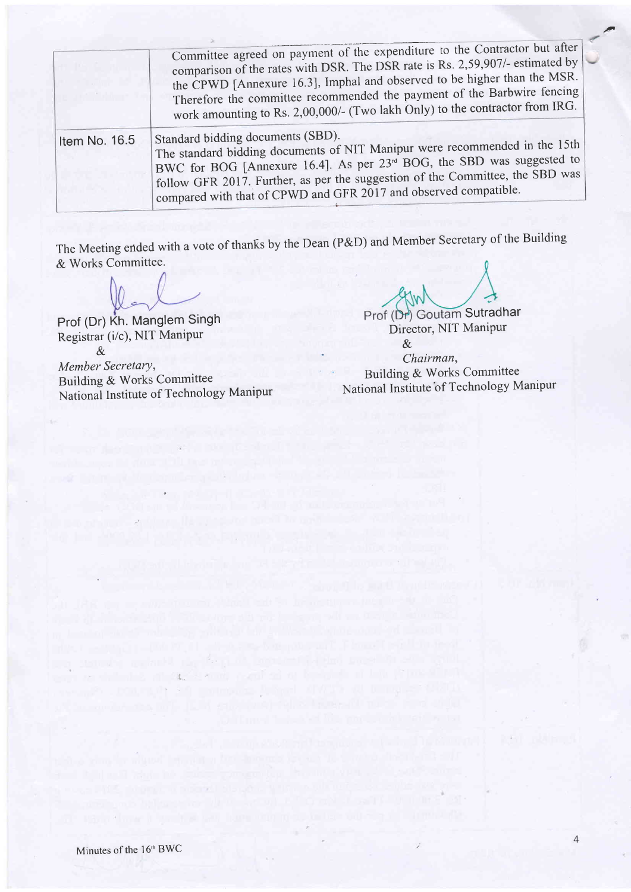| | |
|---|---|
| | Committee agreed on payment of the expenditure to the Contractor but after comparison of the rates with DSR. The DSR rate is Rs. 2,59,907/- estimated by the CPWD [Annexure 16.3], Imphal and observed to be higher than the MSR. Therefore the committee recommended the payment of the Barbwire fencing work amounting to Rs. 2,00,000/- (Two lakh Only) to the contractor from IRG. |
| Item No. 16.5 | Standard bidding documents (SBD). The standard bidding documents of NIT Manipur were recommended in the 15th BWC for BOG [Annexure 16.4]. As per 23rd BOG, the SBD was suggested to follow GFR 2017. Further, as per the suggestion of the Committee, the SBD was compared with that of CPWD and GFR 2017 and observed compatible. |

The Meeting ended with a vote of thanks by the Dean (P&D) and Member Secretary of the Building & Works Committee.

Prof (Dr) Kh. Manglem Singh
Registrar (i/c), NIT Manipur
&
*Member Secretary*,
Building & Works Committee
National Institute of Technology Manipur

Prof (Dr) Goutam Sutradhar
Director, NIT Manipur
&
*Chairman*,
Building & Works Committee
National Institute of Technology Manipur

Minutes of the 16th BWC